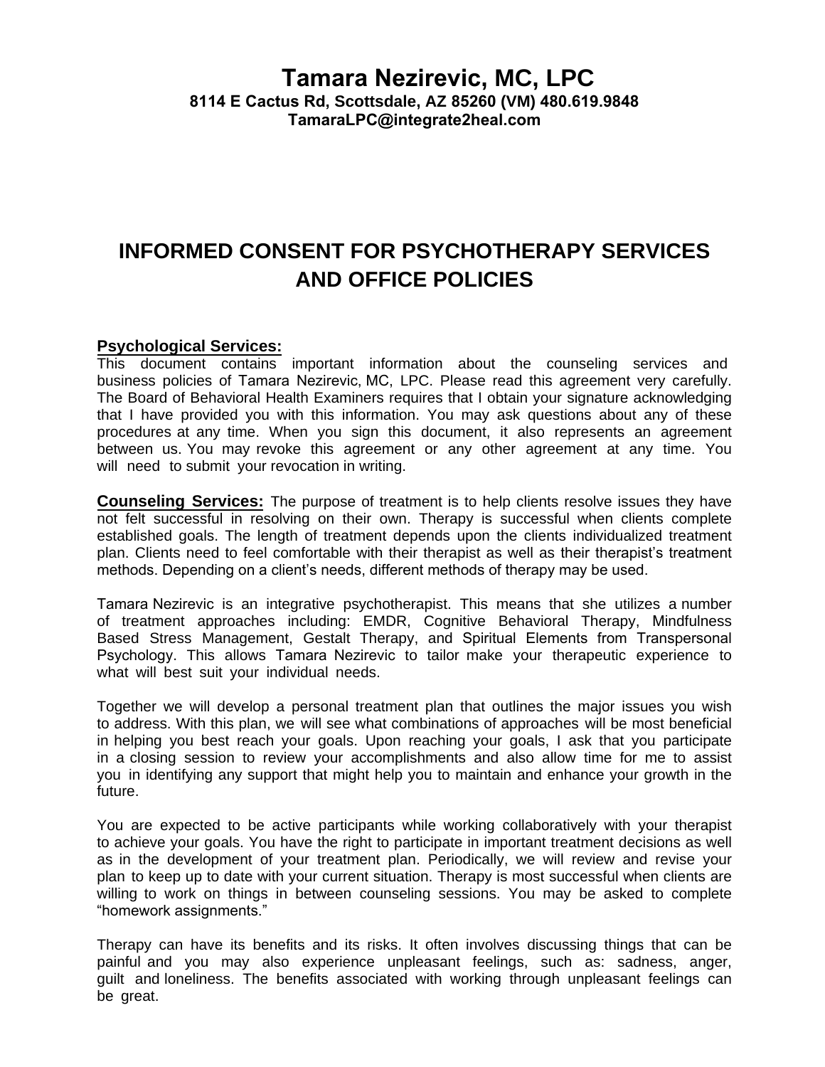# Tamara Nezirevic, MC, LPC

**8114 E Cactus Rd, Scottsdale, AZ 85260 (VM) 480.619.9848**
**TamaraLPC@integrate2heal.com**

## INFORMED CONSENT FOR PSYCHOTHERAPY SERVICES AND OFFICE POLICIES

### Psychological Services:

This document contains important information about the counseling services and business policies of Tamara Nezirevic, MC, LPC. Please read this agreement very carefully. The Board of Behavioral Health Examiners requires that I obtain your signature acknowledging that I have provided you with this information. You may ask questions about any of these procedures at any time. When you sign this document, it also represents an agreement between us. You may revoke this agreement or any other agreement at any time. You will need to submit your revocation in writing.

**Counseling Services:** The purpose of treatment is to help clients resolve issues they have not felt successful in resolving on their own. Therapy is successful when clients complete established goals. The length of treatment depends upon the clients individualized treatment plan. Clients need to feel comfortable with their therapist as well as their therapist's treatment methods. Depending on a client's needs, different methods of therapy may be used.

Tamara Nezirevic is an integrative psychotherapist. This means that she utilizes a number of treatment approaches including: EMDR, Cognitive Behavioral Therapy, Mindfulness Based Stress Management, Gestalt Therapy, and Spiritual Elements from Transpersonal Psychology. This allows Tamara Nezirevic to tailor make your therapeutic experience to what will best suit your individual needs.

Together we will develop a personal treatment plan that outlines the major issues you wish to address. With this plan, we will see what combinations of approaches will be most beneficial in helping you best reach your goals. Upon reaching your goals, I ask that you participate in a closing session to review your accomplishments and also allow time for me to assist you in identifying any support that might help you to maintain and enhance your growth in the future.

You are expected to be active participants while working collaboratively with your therapist to achieve your goals. You have the right to participate in important treatment decisions as well as in the development of your treatment plan. Periodically, we will review and revise your plan to keep up to date with your current situation. Therapy is most successful when clients are willing to work on things in between counseling sessions. You may be asked to complete "homework assignments."

Therapy can have its benefits and its risks. It often involves discussing things that can be painful and you may also experience unpleasant feelings, such as: sadness, anger, guilt and loneliness. The benefits associated with working through unpleasant feelings can be great.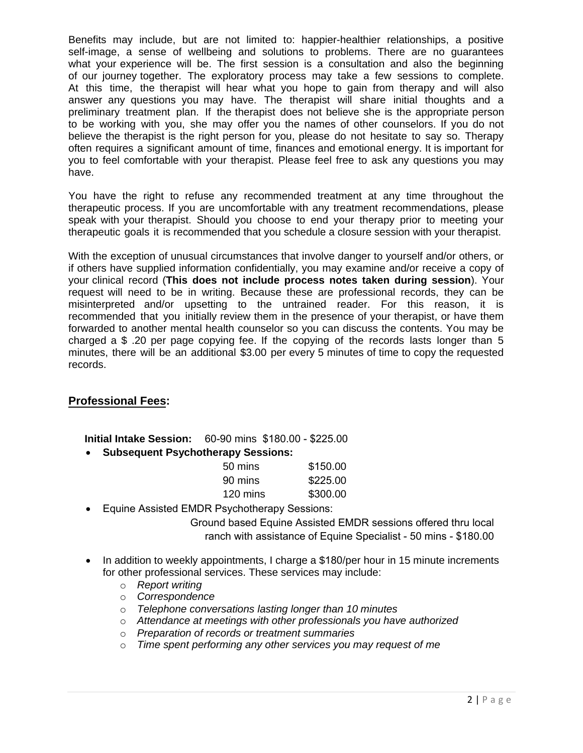Benefits may include, but are not limited to: happier-healthier relationships, a positive self-image, a sense of wellbeing and solutions to problems. There are no guarantees what your experience will be. The first session is a consultation and also the beginning of our journey together. The exploratory process may take a few sessions to complete. At this time, the therapist will hear what you hope to gain from therapy and will also answer any questions you may have. The therapist will share initial thoughts and a preliminary treatment plan. If the therapist does not believe she is the appropriate person to be working with you, she may offer you the names of other counselors. If you do not believe the therapist is the right person for you, please do not hesitate to say so. Therapy often requires a significant amount of time, finances and emotional energy. It is important for you to feel comfortable with your therapist. Please feel free to ask any questions you may have.

You have the right to refuse any recommended treatment at any time throughout the therapeutic process. If you are uncomfortable with any treatment recommendations, please speak with your therapist. Should you choose to end your therapy prior to meeting your therapeutic goals it is recommended that you schedule a closure session with your therapist.

With the exception of unusual circumstances that involve danger to yourself and/or others, or if others have supplied information confidentially, you may examine and/or receive a copy of your clinical record (**This does not include process notes taken during session**). Your request will need to be in writing. Because these are professional records, they can be misinterpreted and/or upsetting to the untrained reader. For this reason, it is recommended that you initially review them in the presence of your therapist, or have them forwarded to another mental health counselor so you can discuss the contents. You may be charged a $ .20 per page copying fee. If the copying of the records lasts longer than 5 minutes, there will be an additional $3.00 per every 5 minutes of time to copy the requested records.

## Professional Fees:

**Initial Intake Session:** 60-90 mins $180.00 - $225.00

- **Subsequent Psychotherapy Sessions:**

| | |
|---|---|
| 50 mins | $150.00 |
| 90 mins | $225.00 |
| 120 mins | $300.00 |

- Equine Assisted EMDR Psychotherapy Sessions:
  Ground based Equine Assisted EMDR sessions offered thru local ranch with assistance of Equine Specialist - 50 mins - $180.00

- In addition to weekly appointments, I charge a $180/per hour in 15 minute increments for other professional services. These services may include:
  - *Report writing*
  - *Correspondence*
  - *Telephone conversations lasting longer than 10 minutes*
  - *Attendance at meetings with other professionals you have authorized*
  - *Preparation of records or treatment summaries*
  - *Time spent performing any other services you may request of me*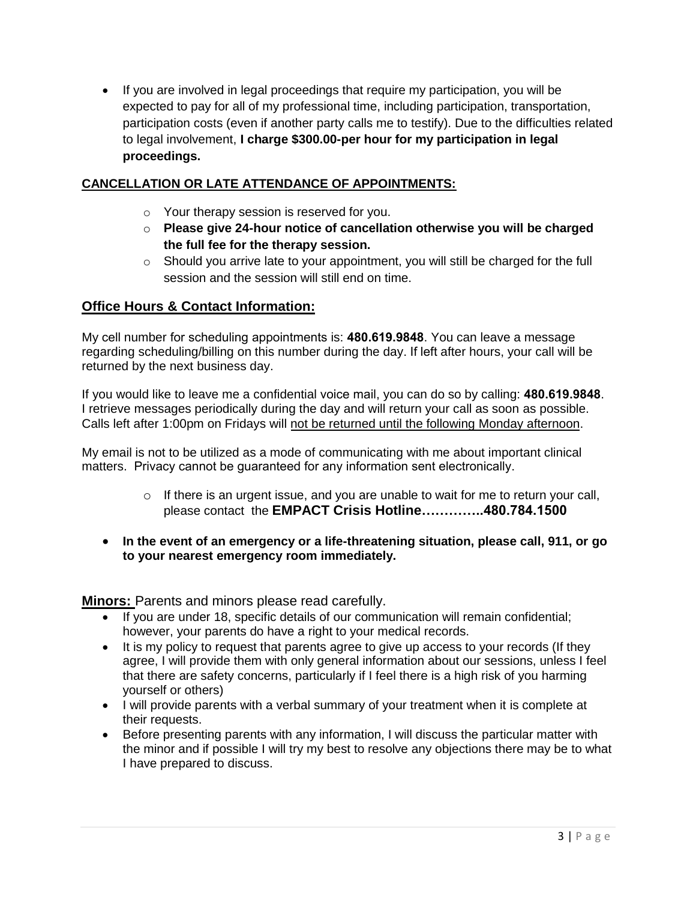- If you are involved in legal proceedings that require my participation, you will be expected to pay for all of my professional time, including participation, transportation, participation costs (even if another party calls me to testify). Due to the difficulties related to legal involvement, **I charge $300.00-per hour for my participation in legal proceedings.**

**CANCELLATION OR LATE ATTENDANCE OF APPOINTMENTS:**

  - Your therapy session is reserved for you.
  - **Please give 24-hour notice of cancellation otherwise you will be charged the full fee for the therapy session.**
  - Should you arrive late to your appointment, you will still be charged for the full session and the session will still end on time.

## Office Hours & Contact Information:

My cell number for scheduling appointments is: **480.619.9848**. You can leave a message regarding scheduling/billing on this number during the day. If left after hours, your call will be returned by the next business day.

If you would like to leave me a confidential voice mail, you can do so by calling: **480.619.9848**. I retrieve messages periodically during the day and will return your call as soon as possible. Calls left after 1:00pm on Fridays will not be returned until the following Monday afternoon.

My email is not to be utilized as a mode of communicating with me about important clinical matters. Privacy cannot be guaranteed for any information sent electronically.

  - If there is an urgent issue, and you are unable to wait for me to return your call, please contact the **EMPACT Crisis Hotline…………..480.784.1500**

- **In the event of an emergency or a life-threatening situation, please call, 911, or go to your nearest emergency room immediately.**

**Minors:** Parents and minors please read carefully.

- If you are under 18, specific details of our communication will remain confidential; however, your parents do have a right to your medical records.
- It is my policy to request that parents agree to give up access to your records (If they agree, I will provide them with only general information about our sessions, unless I feel that there are safety concerns, particularly if I feel there is a high risk of you harming yourself or others)
- I will provide parents with a verbal summary of your treatment when it is complete at their requests.
- Before presenting parents with any information, I will discuss the particular matter with the minor and if possible I will try my best to resolve any objections there may be to what I have prepared to discuss.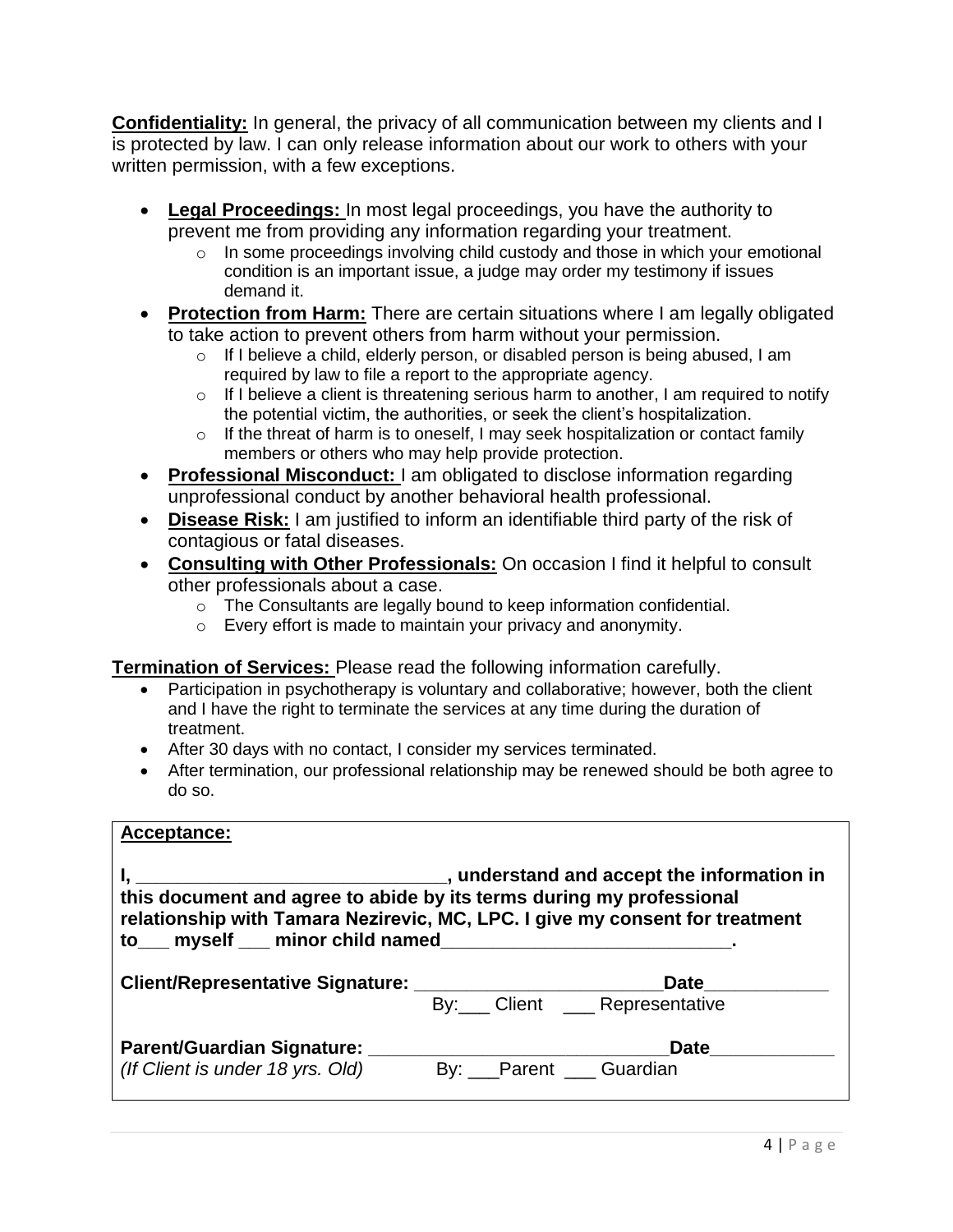**Confidentiality:** In general, the privacy of all communication between my clients and I is protected by law. I can only release information about our work to others with your written permission, with a few exceptions.

- **Legal Proceedings:** In most legal proceedings, you have the authority to prevent me from providing any information regarding your treatment.
  - In some proceedings involving child custody and those in which your emotional condition is an important issue, a judge may order my testimony if issues demand it.
- **Protection from Harm:** There are certain situations where I am legally obligated to take action to prevent others from harm without your permission.
  - If I believe a child, elderly person, or disabled person is being abused, I am required by law to file a report to the appropriate agency.
  - If I believe a client is threatening serious harm to another, I am required to notify the potential victim, the authorities, or seek the client's hospitalization.
  - If the threat of harm is to oneself, I may seek hospitalization or contact family members or others who may help provide protection.
- **Professional Misconduct:** I am obligated to disclose information regarding unprofessional conduct by another behavioral health professional.
- **Disease Risk:** I am justified to inform an identifiable third party of the risk of contagious or fatal diseases.
- **Consulting with Other Professionals:** On occasion I find it helpful to consult other professionals about a case.
  - The Consultants are legally bound to keep information confidential.
  - Every effort is made to maintain your privacy and anonymity.

**Termination of Services:** Please read the following information carefully.

- Participation in psychotherapy is voluntary and collaborative; however, both the client and I have the right to terminate the services at any time during the duration of treatment.
- After 30 days with no contact, I consider my services terminated.
- After termination, our professional relationship may be renewed should be both agree to do so.

**Acceptance:**

**I, ______________________________, understand and accept the information in this document and agree to abide by its terms during my professional relationship with Tamara Nezirevic, MC, LPC. I give my consent for treatment to___ myself ___ minor child named_____________________________.**

**Client/Representative Signature:** _______________________ **Date**____________
By:___ Client ___ Representative

**Parent/Guardian Signature:** ____________________________ **Date**____________
*(If Client is under 18 yrs. Old)* By: ___Parent ___ Guardian